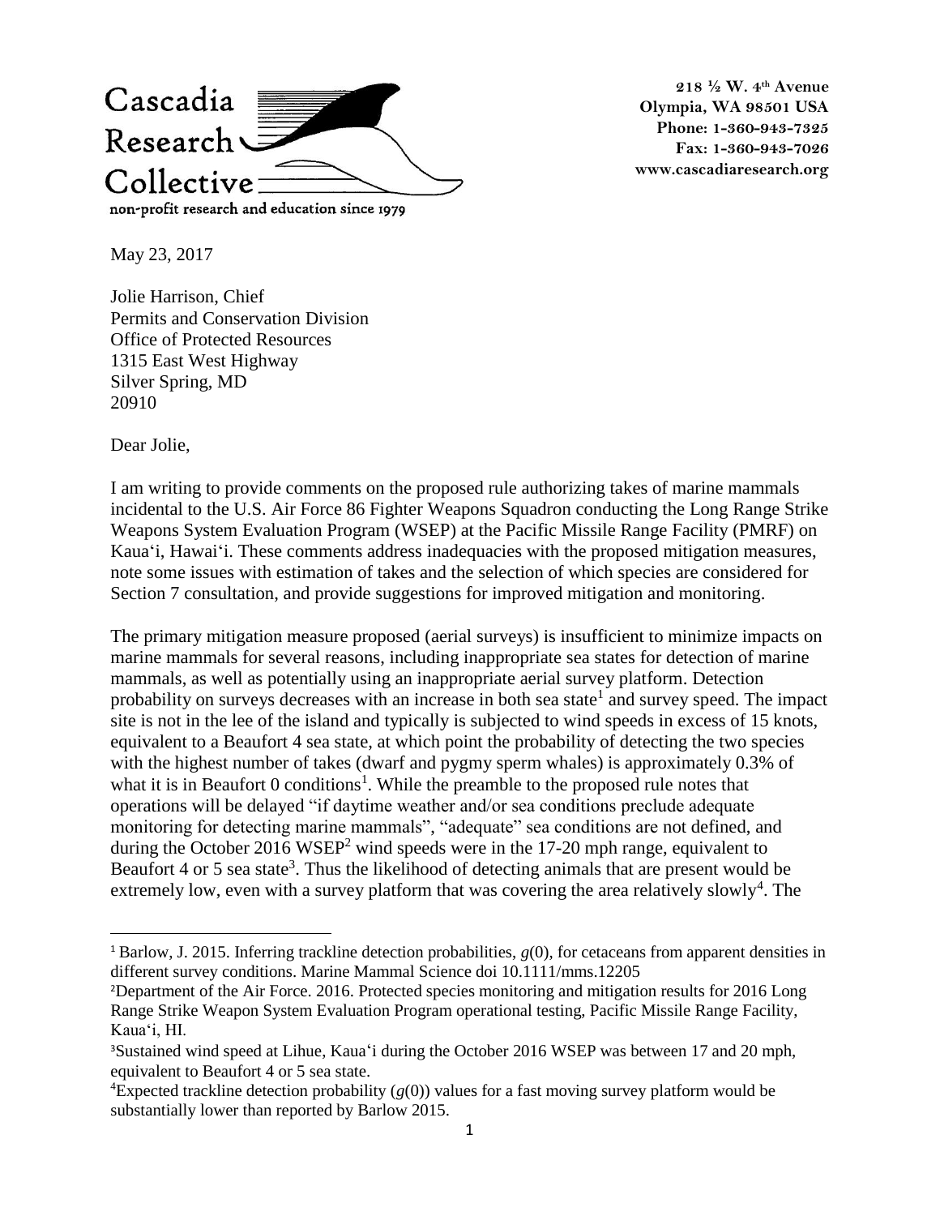Cascadia Research Collective

non-profit research and education since 1979

218 ½ W. 4th Avenue
Olympia, WA 98501 USA
Phone: 1-360-943-7325
Fax: 1-360-943-7026
www.cascadiaresearch.org

May 23, 2017

Jolie Harrison, Chief
Permits and Conservation Division
Office of Protected Resources
1315 East West Highway
Silver Spring, MD
20910

Dear Jolie,

I am writing to provide comments on the proposed rule authorizing takes of marine mammals incidental to the U.S. Air Force 86 Fighter Weapons Squadron conducting the Long Range Strike Weapons System Evaluation Program (WSEP) at the Pacific Missile Range Facility (PMRF) on Kaua'i, Hawai'i. These comments address inadequacies with the proposed mitigation measures, note some issues with estimation of takes and the selection of which species are considered for Section 7 consultation, and provide suggestions for improved mitigation and monitoring.

The primary mitigation measure proposed (aerial surveys) is insufficient to minimize impacts on marine mammals for several reasons, including inappropriate sea states for detection of marine mammals, as well as potentially using an inappropriate aerial survey platform. Detection probability on surveys decreases with an increase in both sea state[1] and survey speed. The impact site is not in the lee of the island and typically is subjected to wind speeds in excess of 15 knots, equivalent to a Beaufort 4 sea state, at which point the probability of detecting the two species with the highest number of takes (dwarf and pygmy sperm whales) is approximately 0.3% of what it is in Beaufort 0 conditions[1]. While the preamble to the proposed rule notes that operations will be delayed "if daytime weather and/or sea conditions preclude adequate monitoring for detecting marine mammals", "adequate" sea conditions are not defined, and during the October 2016 WSEP[2] wind speeds were in the 17-20 mph range, equivalent to Beaufort 4 or 5 sea state[3]. Thus the likelihood of detecting animals that are present would be extremely low, even with a survey platform that was covering the area relatively slowly[4]. The

[1] Barlow, J. 2015. Inferring trackline detection probabilities, $g(0)$, for cetaceans from apparent densities in different survey conditions. Marine Mammal Science doi 10.1111/mms.12205

[2] Department of the Air Force. 2016. Protected species monitoring and mitigation results for 2016 Long Range Strike Weapon System Evaluation Program operational testing, Pacific Missile Range Facility, Kaua'i, HI.

[3] Sustained wind speed at Lihue, Kaua'i during the October 2016 WSEP was between 17 and 20 mph, equivalent to Beaufort 4 or 5 sea state.

[4] Expected trackline detection probability ($g(0)$) values for a fast moving survey platform would be substantially lower than reported by Barlow 2015.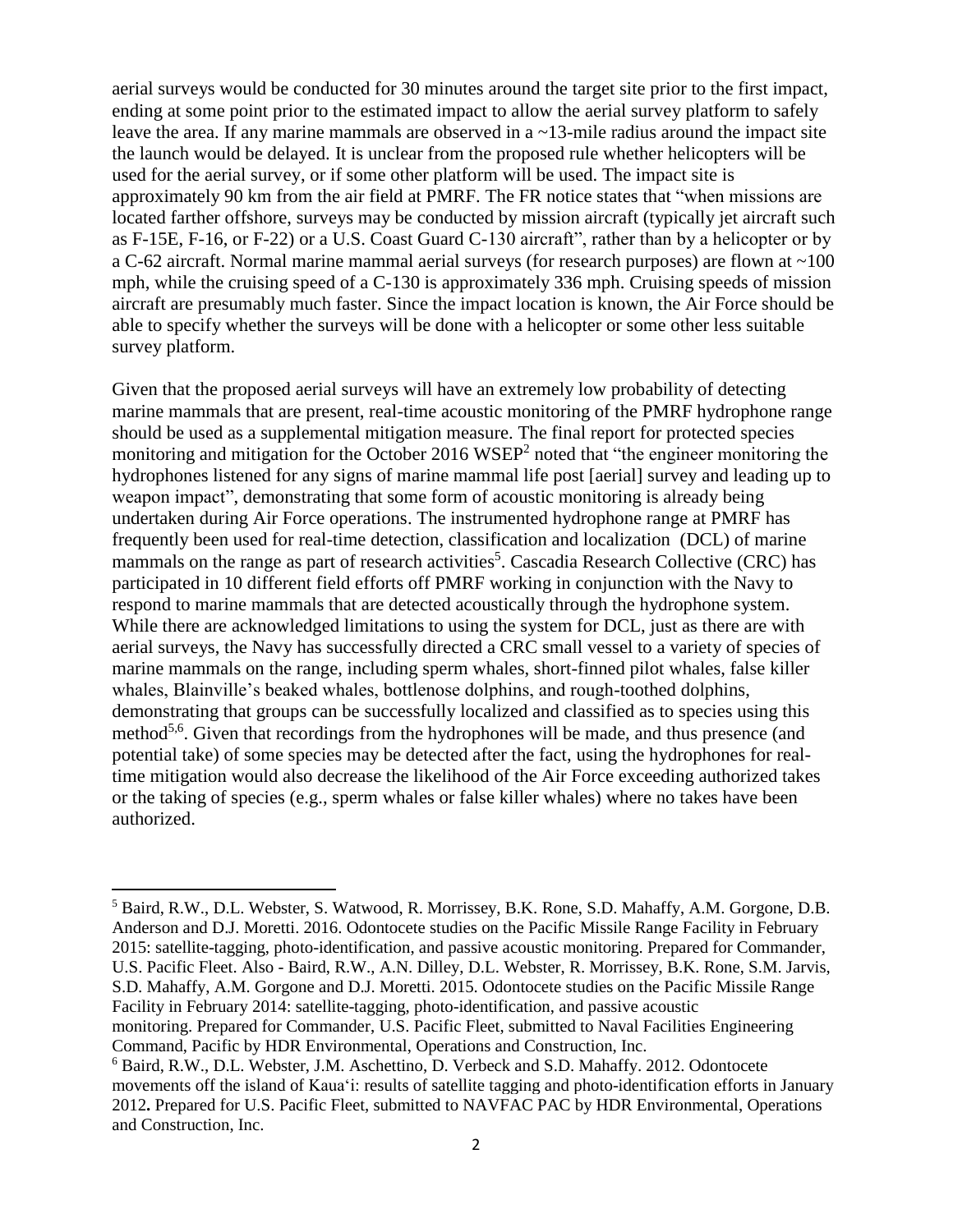aerial surveys would be conducted for 30 minutes around the target site prior to the first impact, ending at some point prior to the estimated impact to allow the aerial survey platform to safely leave the area. If any marine mammals are observed in a ~13-mile radius around the impact site the launch would be delayed. It is unclear from the proposed rule whether helicopters will be used for the aerial survey, or if some other platform will be used. The impact site is approximately 90 km from the air field at PMRF. The FR notice states that "when missions are located farther offshore, surveys may be conducted by mission aircraft (typically jet aircraft such as F-15E, F-16, or F-22) or a U.S. Coast Guard C-130 aircraft", rather than by a helicopter or by a C-62 aircraft. Normal marine mammal aerial surveys (for research purposes) are flown at ~100 mph, while the cruising speed of a C-130 is approximately 336 mph. Cruising speeds of mission aircraft are presumably much faster. Since the impact location is known, the Air Force should be able to specify whether the surveys will be done with a helicopter or some other less suitable survey platform.

Given that the proposed aerial surveys will have an extremely low probability of detecting marine mammals that are present, real-time acoustic monitoring of the PMRF hydrophone range should be used as a supplemental mitigation measure. The final report for protected species monitoring and mitigation for the October 2016 WSEP[2] noted that "the engineer monitoring the hydrophones listened for any signs of marine mammal life post [aerial] survey and leading up to weapon impact", demonstrating that some form of acoustic monitoring is already being undertaken during Air Force operations. The instrumented hydrophone range at PMRF has frequently been used for real-time detection, classification and localization (DCL) of marine mammals on the range as part of research activities[5]. Cascadia Research Collective (CRC) has participated in 10 different field efforts off PMRF working in conjunction with the Navy to respond to marine mammals that are detected acoustically through the hydrophone system. While there are acknowledged limitations to using the system for DCL, just as there are with aerial surveys, the Navy has successfully directed a CRC small vessel to a variety of species of marine mammals on the range, including sperm whales, short-finned pilot whales, false killer whales, Blainville's beaked whales, bottlenose dolphins, and rough-toothed dolphins, demonstrating that groups can be successfully localized and classified as to species using this method[5,6]. Given that recordings from the hydrophones will be made, and thus presence (and potential take) of some species may be detected after the fact, using the hydrophones for real-time mitigation would also decrease the likelihood of the Air Force exceeding authorized takes or the taking of species (e.g., sperm whales or false killer whales) where no takes have been authorized.

---

[5] Baird, R.W., D.L. Webster, S. Watwood, R. Morrissey, B.K. Rone, S.D. Mahaffy, A.M. Gorgone, D.B. Anderson and D.J. Moretti. 2016. Odontocete studies on the Pacific Missile Range Facility in February 2015: satellite-tagging, photo-identification, and passive acoustic monitoring. Prepared for Commander, U.S. Pacific Fleet. Also - Baird, R.W., A.N. Dilley, D.L. Webster, R. Morrissey, B.K. Rone, S.M. Jarvis, S.D. Mahaffy, A.M. Gorgone and D.J. Moretti. 2015. Odontocete studies on the Pacific Missile Range Facility in February 2014: satellite-tagging, photo-identification, and passive acoustic monitoring. Prepared for Commander, U.S. Pacific Fleet, submitted to Naval Facilities Engineering Command, Pacific by HDR Environmental, Operations and Construction, Inc.

[6] Baird, R.W., D.L. Webster, J.M. Aschettino, D. Verbeck and S.D. Mahaffy. 2012. Odontocete movements off the island of Kaua'i: results of satellite tagging and photo-identification efforts in January 2012**.** Prepared for U.S. Pacific Fleet, submitted to NAVFAC PAC by HDR Environmental, Operations and Construction, Inc.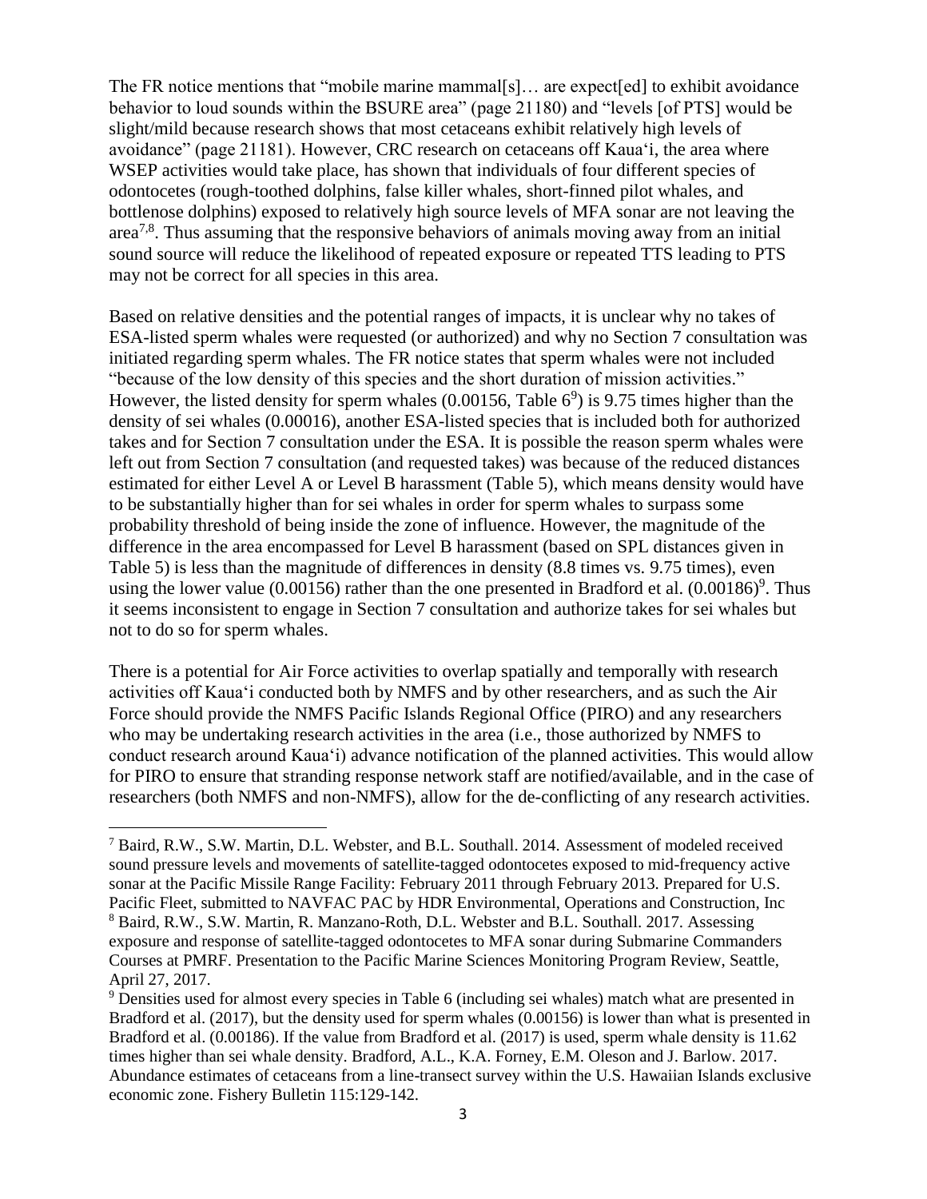The FR notice mentions that "mobile marine mammal[s]… are expect[ed] to exhibit avoidance behavior to loud sounds within the BSURE area" (page 21180) and "levels [of PTS] would be slight/mild because research shows that most cetaceans exhibit relatively high levels of avoidance" (page 21181). However, CRC research on cetaceans off Kaua'i, the area where WSEP activities would take place, has shown that individuals of four different species of odontocetes (rough-toothed dolphins, false killer whales, short-finned pilot whales, and bottlenose dolphins) exposed to relatively high source levels of MFA sonar are not leaving the area[7,8]. Thus assuming that the responsive behaviors of animals moving away from an initial sound source will reduce the likelihood of repeated exposure or repeated TTS leading to PTS may not be correct for all species in this area.

Based on relative densities and the potential ranges of impacts, it is unclear why no takes of ESA-listed sperm whales were requested (or authorized) and why no Section 7 consultation was initiated regarding sperm whales. The FR notice states that sperm whales were not included "because of the low density of this species and the short duration of mission activities." However, the listed density for sperm whales (0.00156, Table 6[9]) is 9.75 times higher than the density of sei whales (0.00016), another ESA-listed species that is included both for authorized takes and for Section 7 consultation under the ESA. It is possible the reason sperm whales were left out from Section 7 consultation (and requested takes) was because of the reduced distances estimated for either Level A or Level B harassment (Table 5), which means density would have to be substantially higher than for sei whales in order for sperm whales to surpass some probability threshold of being inside the zone of influence. However, the magnitude of the difference in the area encompassed for Level B harassment (based on SPL distances given in Table 5) is less than the magnitude of differences in density (8.8 times vs. 9.75 times), even using the lower value (0.00156) rather than the one presented in Bradford et al. (0.00186)[9]. Thus it seems inconsistent to engage in Section 7 consultation and authorize takes for sei whales but not to do so for sperm whales.

There is a potential for Air Force activities to overlap spatially and temporally with research activities off Kaua'i conducted both by NMFS and by other researchers, and as such the Air Force should provide the NMFS Pacific Islands Regional Office (PIRO) and any researchers who may be undertaking research activities in the area (i.e., those authorized by NMFS to conduct research around Kaua'i) advance notification of the planned activities. This would allow for PIRO to ensure that stranding response network staff are notified/available, and in the case of researchers (both NMFS and non-NMFS), allow for the de-conflicting of any research activities.

---

[7] Baird, R.W., S.W. Martin, D.L. Webster, and B.L. Southall. 2014. Assessment of modeled received sound pressure levels and movements of satellite-tagged odontocetes exposed to mid-frequency active sonar at the Pacific Missile Range Facility: February 2011 through February 2013. Prepared for U.S. Pacific Fleet, submitted to NAVFAC PAC by HDR Environmental, Operations and Construction, Inc

[8] Baird, R.W., S.W. Martin, R. Manzano-Roth, D.L. Webster and B.L. Southall. 2017. Assessing exposure and response of satellite-tagged odontocetes to MFA sonar during Submarine Commanders Courses at PMRF. Presentation to the Pacific Marine Sciences Monitoring Program Review, Seattle, April 27, 2017.

[9] Densities used for almost every species in Table 6 (including sei whales) match what are presented in Bradford et al. (2017), but the density used for sperm whales (0.00156) is lower than what is presented in Bradford et al. (0.00186). If the value from Bradford et al. (2017) is used, sperm whale density is 11.62 times higher than sei whale density. Bradford, A.L., K.A. Forney, E.M. Oleson and J. Barlow. 2017. Abundance estimates of cetaceans from a line-transect survey within the U.S. Hawaiian Islands exclusive economic zone. Fishery Bulletin 115:129-142.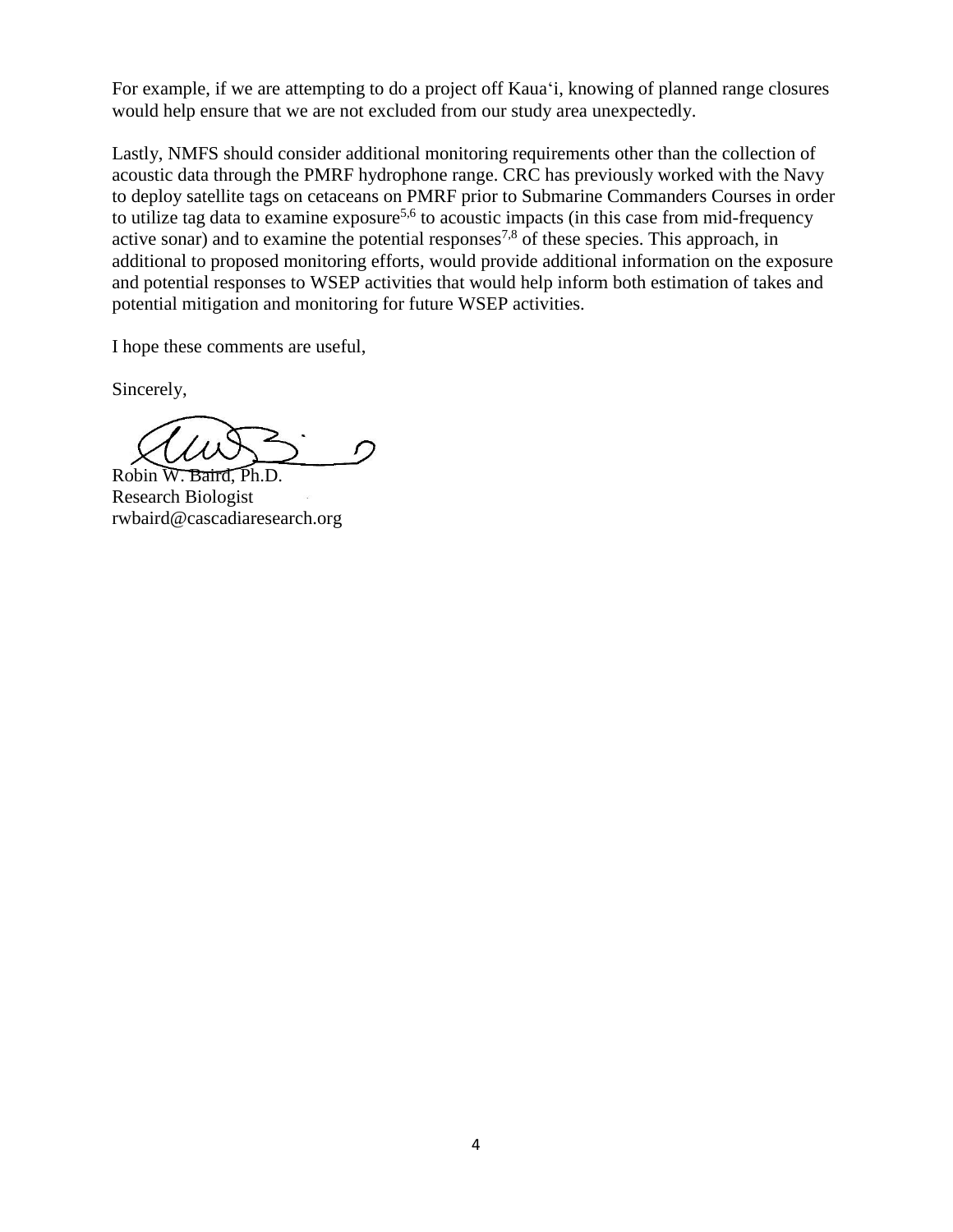For example, if we are attempting to do a project off Kaua'i, knowing of planned range closures would help ensure that we are not excluded from our study area unexpectedly.

Lastly, NMFS should consider additional monitoring requirements other than the collection of acoustic data through the PMRF hydrophone range. CRC has previously worked with the Navy to deploy satellite tags on cetaceans on PMRF prior to Submarine Commanders Courses in order to utilize tag data to examine exposure[5,6] to acoustic impacts (in this case from mid-frequency active sonar) and to examine the potential responses[7,8] of these species. This approach, in additional to proposed monitoring efforts, would provide additional information on the exposure and potential responses to WSEP activities that would help inform both estimation of takes and potential mitigation and monitoring for future WSEP activities.

I hope these comments are useful,

Sincerely,

Robin W. Baird, Ph.D.
Research Biologist
rwbaird@cascadiaresearch.org